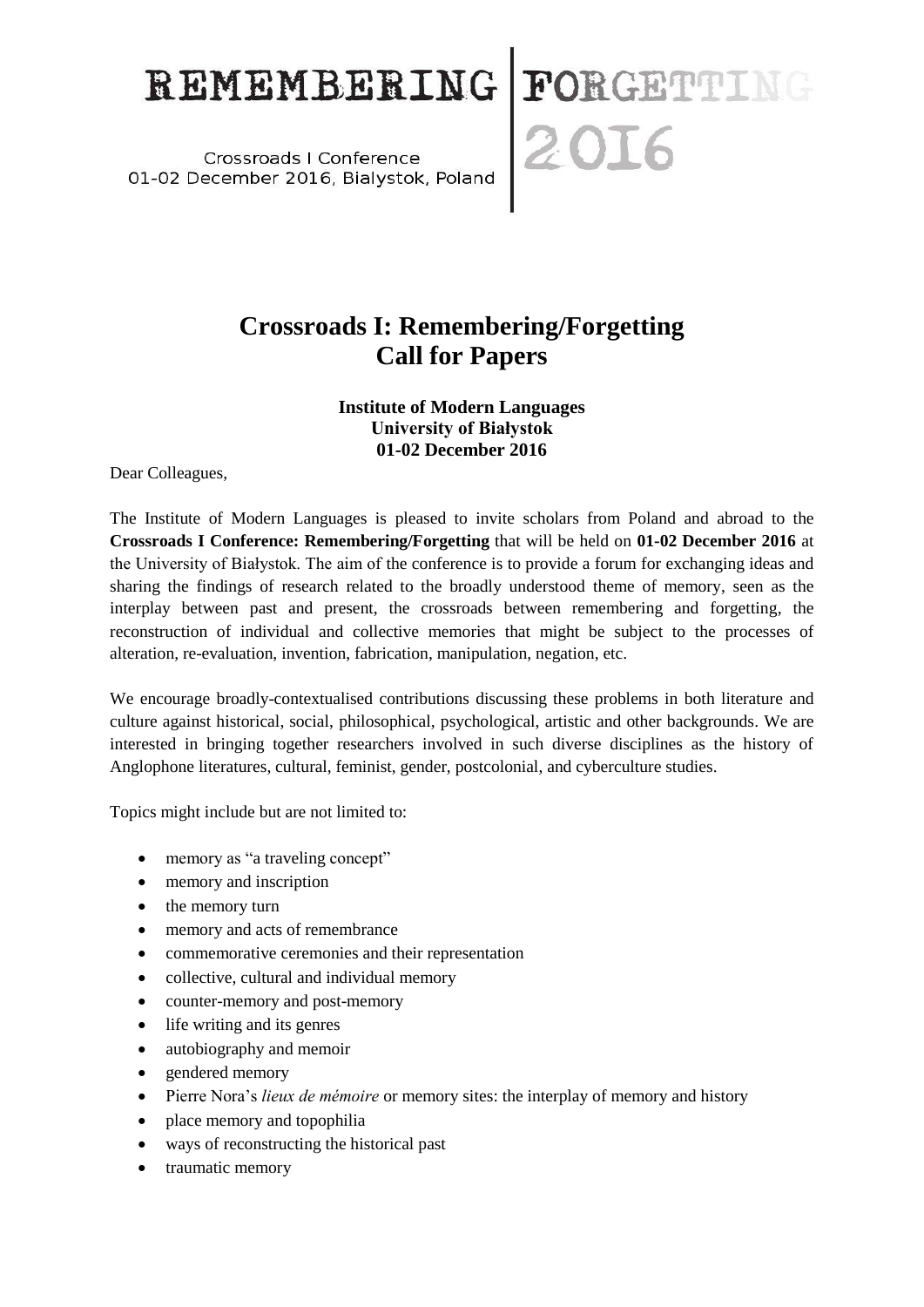REMEMBERING | FORGETTING 2016

Crossroads I Conference
01-02 December 2016, Bialystok, Poland

# Crossroads I: Remembering/Forgetting
# Call for Papers

**Institute of Modern Languages**
**University of Białystok**
**01-02 December 2016**

Dear Colleagues,

The Institute of Modern Languages is pleased to invite scholars from Poland and abroad to the **Crossroads I Conference: Remembering/Forgetting** that will be held on **01-02 December 2016** at the University of Białystok. The aim of the conference is to provide a forum for exchanging ideas and sharing the findings of research related to the broadly understood theme of memory, seen as the interplay between past and present, the crossroads between remembering and forgetting, the reconstruction of individual and collective memories that might be subject to the processes of alteration, re-evaluation, invention, fabrication, manipulation, negation, etc.

We encourage broadly-contextualised contributions discussing these problems in both literature and culture against historical, social, philosophical, psychological, artistic and other backgrounds. We are interested in bringing together researchers involved in such diverse disciplines as the history of Anglophone literatures, cultural, feminist, gender, postcolonial, and cyberculture studies.

Topics might include but are not limited to:

- memory as "a traveling concept"
- memory and inscription
- the memory turn
- memory and acts of remembrance
- commemorative ceremonies and their representation
- collective, cultural and individual memory
- counter-memory and post-memory
- life writing and its genres
- autobiography and memoir
- gendered memory
- Pierre Nora's *lieux de mémoire* or memory sites: the interplay of memory and history
- place memory and topophilia
- ways of reconstructing the historical past
- traumatic memory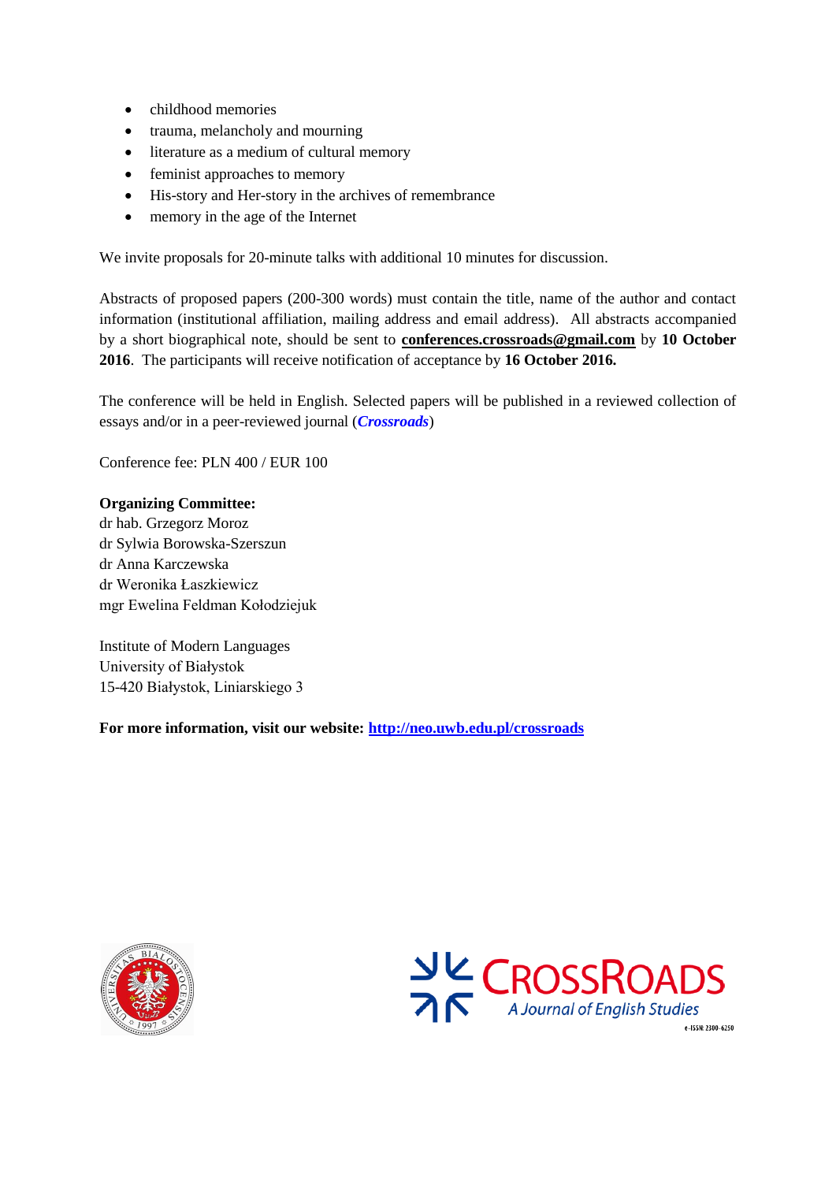- childhood memories
- trauma, melancholy and mourning
- literature as a medium of cultural memory
- feminist approaches to memory
- His-story and Her-story in the archives of remembrance
- memory in the age of the Internet

We invite proposals for 20-minute talks with additional 10 minutes for discussion.

Abstracts of proposed papers (200-300 words) must contain the title, name of the author and contact information (institutional affiliation, mailing address and email address). All abstracts accompanied by a short biographical note, should be sent to **conferences.crossroads@gmail.com** by **10 October 2016**. The participants will receive notification of acceptance by **16 October 2016.**

The conference will be held in English. Selected papers will be published in a reviewed collection of essays and/or in a peer-reviewed journal (***Crossroads***)

Conference fee: PLN 400 / EUR 100

**Organizing Committee:**
dr hab. Grzegorz Moroz
dr Sylwia Borowska-Szerszun
dr Anna Karczewska
dr Weronika Łaszkiewicz
mgr Ewelina Feldman Kołodziejuk

Institute of Modern Languages
University of Białystok
15-420 Białystok, Liniarskiego 3

**For more information, visit our website: http://neo.uwb.edu.pl/crossroads**

CROSSROADS
A Journal of English Studies
e-ISSN: 2300-6250